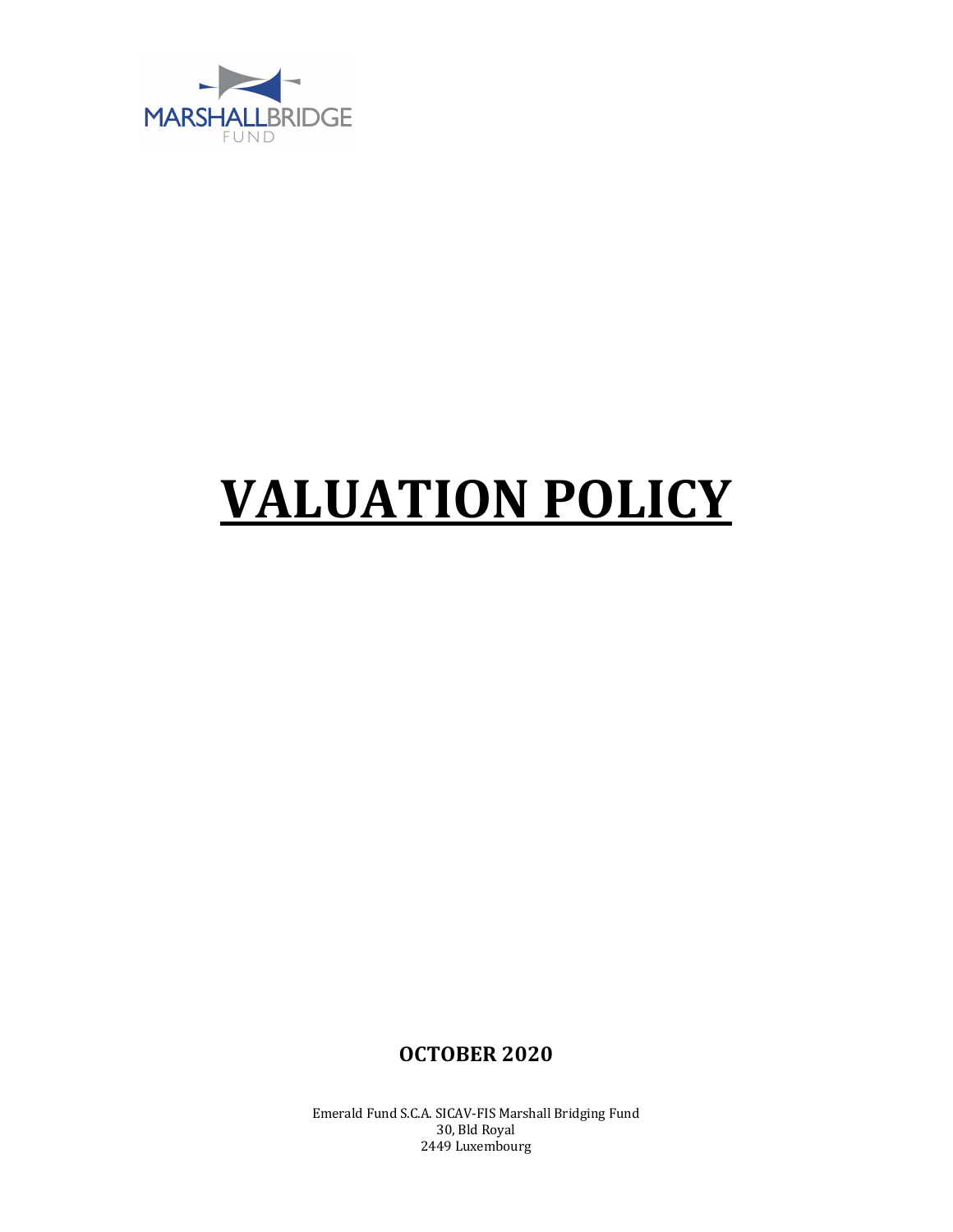MARSHALLBRIDGE
FUND

# VALUATION POLICY

**OCTOBER 2020**

Emerald Fund S.C.A. SICAV-FIS Marshall Bridging Fund
30, Bld Royal
2449 Luxembourg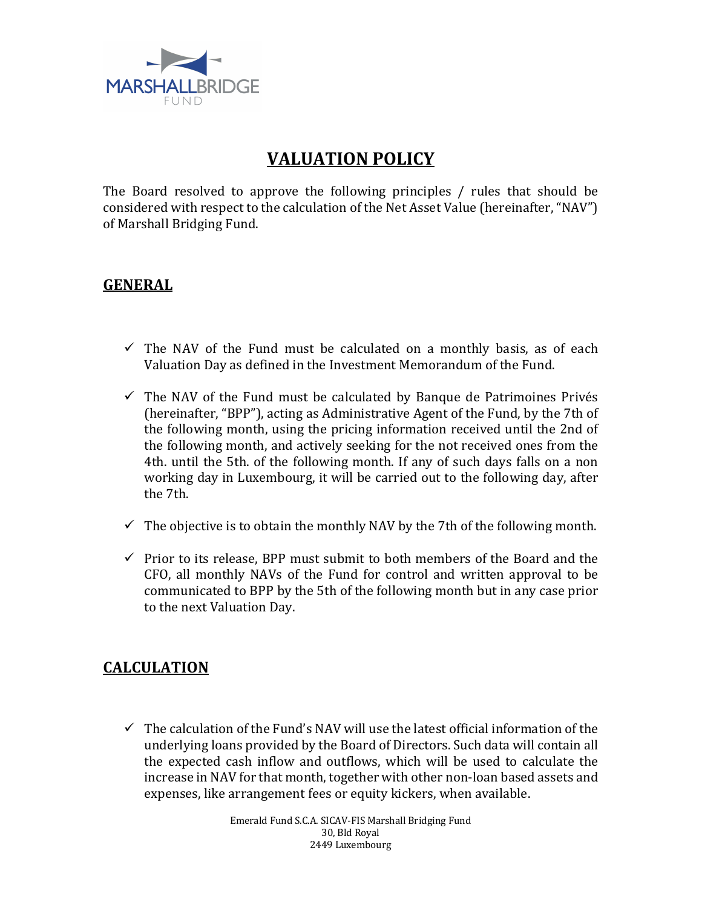# VALUATION POLICY

The Board resolved to approve the following principles / rules that should be considered with respect to the calculation of the Net Asset Value (hereinafter, "NAV") of Marshall Bridging Fund.

## GENERAL

- ✓ The NAV of the Fund must be calculated on a monthly basis, as of each Valuation Day as defined in the Investment Memorandum of the Fund.
- ✓ The NAV of the Fund must be calculated by Banque de Patrimoines Privés (hereinafter, "BPP"), acting as Administrative Agent of the Fund, by the 7th of the following month, using the pricing information received until the 2nd of the following month, and actively seeking for the not received ones from the 4th. until the 5th. of the following month. If any of such days falls on a non working day in Luxembourg, it will be carried out to the following day, after the 7th.
- ✓ The objective is to obtain the monthly NAV by the 7th of the following month.
- ✓ Prior to its release, BPP must submit to both members of the Board and the CFO, all monthly NAVs of the Fund for control and written approval to be communicated to BPP by the 5th of the following month but in any case prior to the next Valuation Day.

## CALCULATION

- ✓ The calculation of the Fund's NAV will use the latest official information of the underlying loans provided by the Board of Directors. Such data will contain all the expected cash inflow and outflows, which will be used to calculate the increase in NAV for that month, together with other non-loan based assets and expenses, like arrangement fees or equity kickers, when available.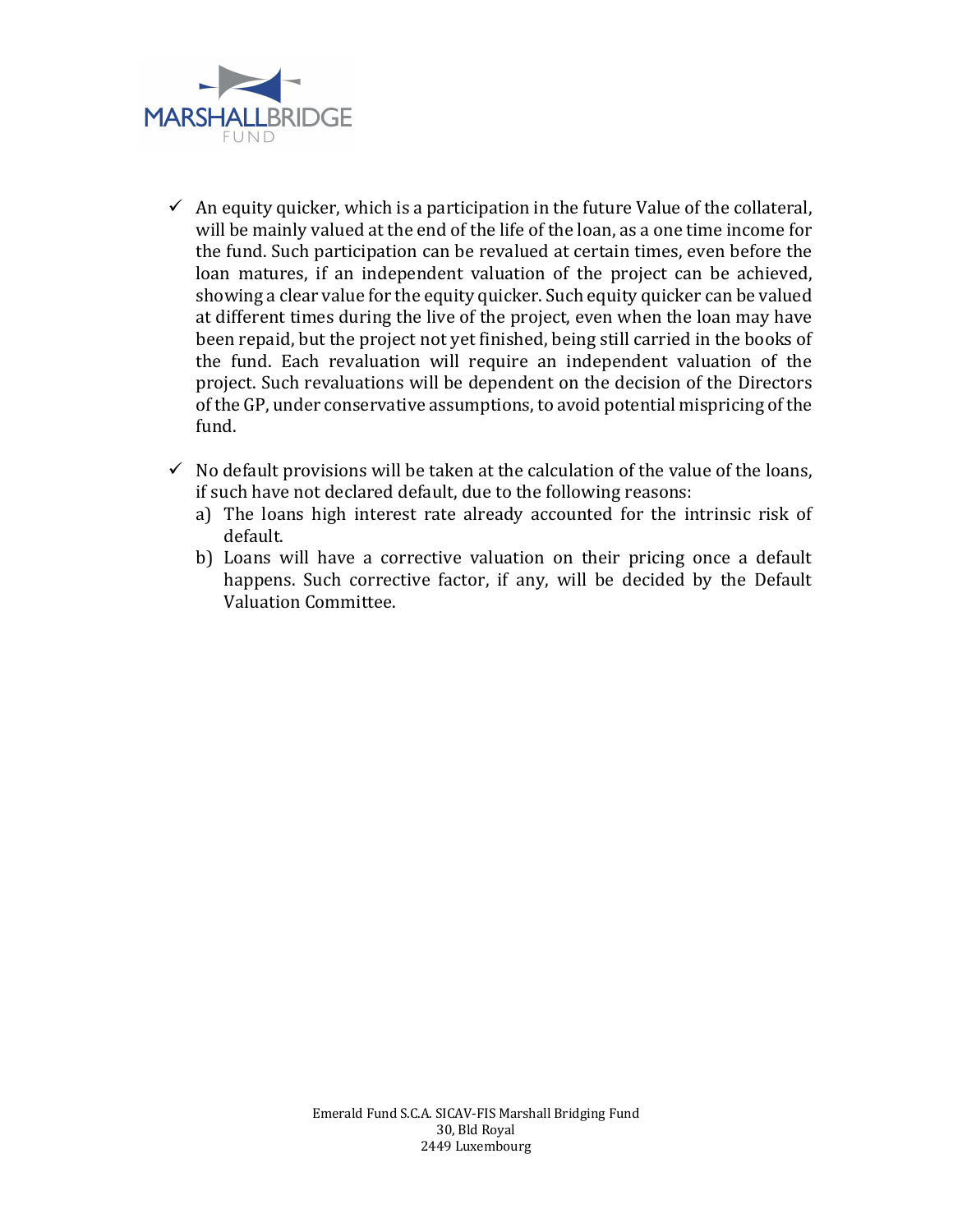- ✓ An equity quicker, which is a participation in the future Value of the collateral, will be mainly valued at the end of the life of the loan, as a one time income for the fund. Such participation can be revalued at certain times, even before the loan matures, if an independent valuation of the project can be achieved, showing a clear value for the equity quicker. Such equity quicker can be valued at different times during the live of the project, even when the loan may have been repaid, but the project not yet finished, being still carried in the books of the fund. Each revaluation will require an independent valuation of the project. Such revaluations will be dependent on the decision of the Directors of the GP, under conservative assumptions, to avoid potential mispricing of the fund.

- ✓ No default provisions will be taken at the calculation of the value of the loans, if such have not declared default, due to the following reasons:
  a) The loans high interest rate already accounted for the intrinsic risk of default.
  b) Loans will have a corrective valuation on their pricing once a default happens. Such corrective factor, if any, will be decided by the Default Valuation Committee.